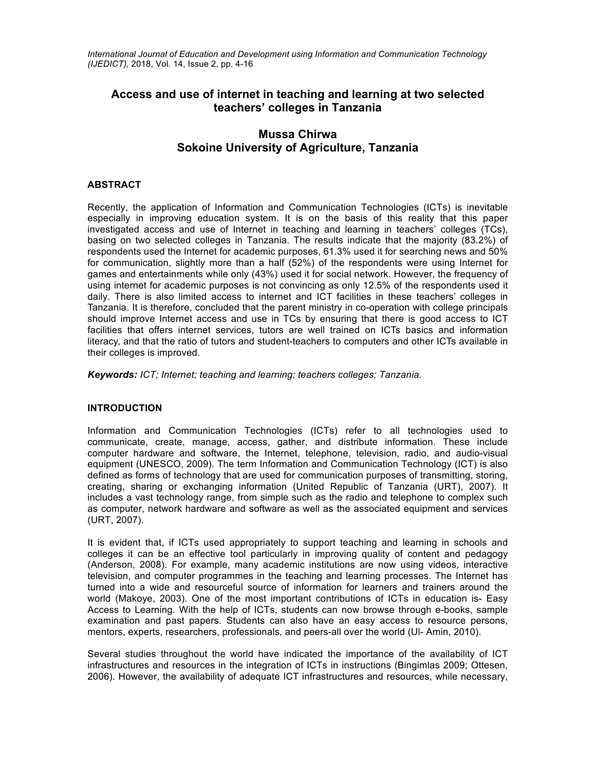# Access and use of internet in teaching and learning at two selected teachers' colleges in Tanzania

**Mussa Chirwa**
**Sokoine University of Agriculture, Tanzania**

## ABSTRACT

Recently, the application of Information and Communication Technologies (ICTs) is inevitable especially in improving education system. It is on the basis of this reality that this paper investigated access and use of Internet in teaching and learning in teachers' colleges (TCs), basing on two selected colleges in Tanzania. The results indicate that the majority (83.2%) of respondents used the Internet for academic purposes, 61.3% used it for searching news and 50% for communication, slightly more than a half (52%) of the respondents were using Internet for games and entertainments while only (43%) used it for social network. However, the frequency of using internet for academic purposes is not convincing as only 12.5% of the respondents used it daily. There is also limited access to internet and ICT facilities in these teachers' colleges in Tanzania. It is therefore, concluded that the parent ministry in co-operation with college principals should improve Internet access and use in TCs by ensuring that there is good access to ICT facilities that offers internet services, tutors are well trained on ICTs basics and information literacy, and that the ratio of tutors and student-teachers to computers and other ICTs available in their colleges is improved.

***Keywords:*** *ICT; Internet; teaching and learning; teachers colleges; Tanzania.*

## INTRODUCTION

Information and Communication Technologies (ICTs) refer to all technologies used to communicate, create, manage, access, gather, and distribute information. These include computer hardware and software, the Internet, telephone, television, radio, and audio-visual equipment (UNESCO, 2009). The term Information and Communication Technology (ICT) is also defined as forms of technology that are used for communication purposes of transmitting, storing, creating, sharing or exchanging information (United Republic of Tanzania (URT), 2007). It includes a vast technology range, from simple such as the radio and telephone to complex such as computer, network hardware and software as well as the associated equipment and services (URT, 2007).

It is evident that, if ICTs used appropriately to support teaching and learning in schools and colleges it can be an effective tool particularly in improving quality of content and pedagogy (Anderson, 2008). For example, many academic institutions are now using videos, interactive television, and computer programmes in the teaching and learning processes. The Internet has turned into a wide and resourceful source of information for learners and trainers around the world (Makoye, 2003). One of the most important contributions of ICTs in education is- Easy Access to Learning. With the help of ICTs, students can now browse through e-books, sample examination and past papers. Students can also have an easy access to resource persons, mentors, experts, researchers, professionals, and peers-all over the world (Ul- Amin, 2010).

Several studies throughout the world have indicated the importance of the availability of ICT infrastructures and resources in the integration of ICTs in instructions (Bingimlas 2009; Ottesen, 2006). However, the availability of adequate ICT infrastructures and resources, while necessary,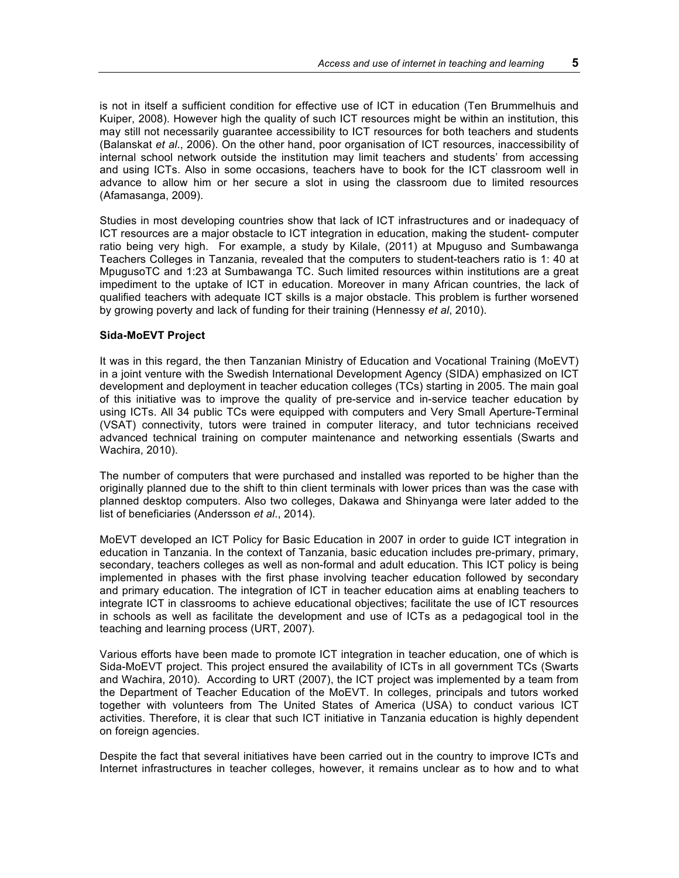is not in itself a sufficient condition for effective use of ICT in education (Ten Brummelhuis and Kuiper, 2008). However high the quality of such ICT resources might be within an institution, this may still not necessarily guarantee accessibility to ICT resources for both teachers and students (Balanskat *et al*., 2006). On the other hand, poor organisation of ICT resources, inaccessibility of internal school network outside the institution may limit teachers and students' from accessing and using ICTs. Also in some occasions, teachers have to book for the ICT classroom well in advance to allow him or her secure a slot in using the classroom due to limited resources (Afamasanga, 2009).

Studies in most developing countries show that lack of ICT infrastructures and or inadequacy of ICT resources are a major obstacle to ICT integration in education, making the student- computer ratio being very high. For example, a study by Kilale, (2011) at Mpuguso and Sumbawanga Teachers Colleges in Tanzania, revealed that the computers to student-teachers ratio is 1: 40 at MpugusoTC and 1:23 at Sumbawanga TC. Such limited resources within institutions are a great impediment to the uptake of ICT in education. Moreover in many African countries, the lack of qualified teachers with adequate ICT skills is a major obstacle. This problem is further worsened by growing poverty and lack of funding for their training (Hennessy *et al*, 2010).

**Sida-MoEVT Project**

It was in this regard, the then Tanzanian Ministry of Education and Vocational Training (MoEVT) in a joint venture with the Swedish International Development Agency (SIDA) emphasized on ICT development and deployment in teacher education colleges (TCs) starting in 2005. The main goal of this initiative was to improve the quality of pre-service and in-service teacher education by using ICTs. All 34 public TCs were equipped with computers and Very Small Aperture-Terminal (VSAT) connectivity, tutors were trained in computer literacy, and tutor technicians received advanced technical training on computer maintenance and networking essentials (Swarts and Wachira, 2010).

The number of computers that were purchased and installed was reported to be higher than the originally planned due to the shift to thin client terminals with lower prices than was the case with planned desktop computers. Also two colleges, Dakawa and Shinyanga were later added to the list of beneficiaries (Andersson *et al*., 2014).

MoEVT developed an ICT Policy for Basic Education in 2007 in order to guide ICT integration in education in Tanzania. In the context of Tanzania, basic education includes pre-primary, primary, secondary, teachers colleges as well as non-formal and adult education. This ICT policy is being implemented in phases with the first phase involving teacher education followed by secondary and primary education. The integration of ICT in teacher education aims at enabling teachers to integrate ICT in classrooms to achieve educational objectives; facilitate the use of ICT resources in schools as well as facilitate the development and use of ICTs as a pedagogical tool in the teaching and learning process (URT, 2007).

Various efforts have been made to promote ICT integration in teacher education, one of which is Sida-MoEVT project. This project ensured the availability of ICTs in all government TCs (Swarts and Wachira, 2010). According to URT (2007), the ICT project was implemented by a team from the Department of Teacher Education of the MoEVT. In colleges, principals and tutors worked together with volunteers from The United States of America (USA) to conduct various ICT activities. Therefore, it is clear that such ICT initiative in Tanzania education is highly dependent on foreign agencies.

Despite the fact that several initiatives have been carried out in the country to improve ICTs and Internet infrastructures in teacher colleges, however, it remains unclear as to how and to what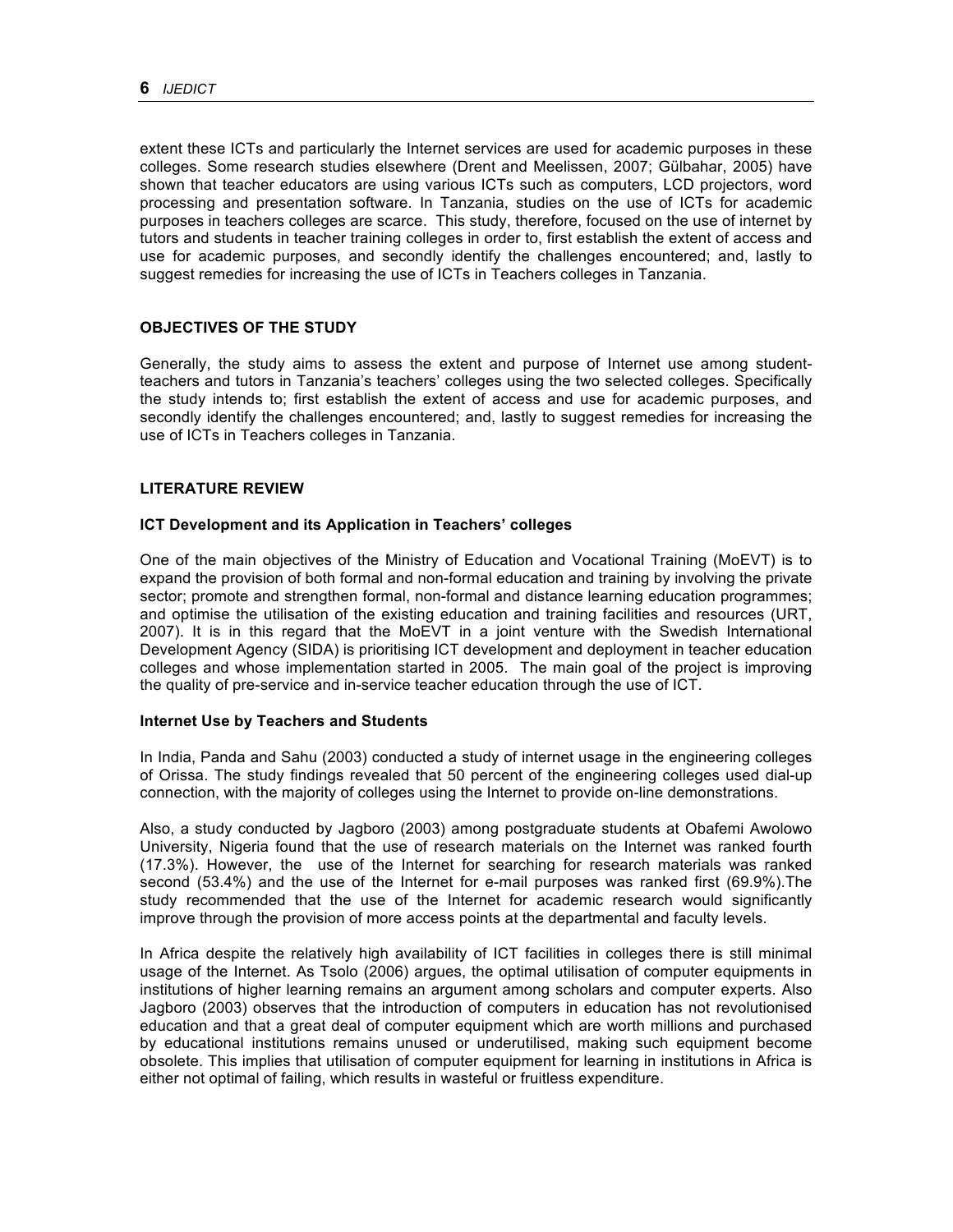extent these ICTs and particularly the Internet services are used for academic purposes in these colleges. Some research studies elsewhere (Drent and Meelissen, 2007; Gülbahar, 2005) have shown that teacher educators are using various ICTs such as computers, LCD projectors, word processing and presentation software. In Tanzania, studies on the use of ICTs for academic purposes in teachers colleges are scarce. This study, therefore, focused on the use of internet by tutors and students in teacher training colleges in order to, first establish the extent of access and use for academic purposes, and secondly identify the challenges encountered; and, lastly to suggest remedies for increasing the use of ICTs in Teachers colleges in Tanzania.

## OBJECTIVES OF THE STUDY

Generally, the study aims to assess the extent and purpose of Internet use among student-teachers and tutors in Tanzania's teachers' colleges using the two selected colleges. Specifically the study intends to; first establish the extent of access and use for academic purposes, and secondly identify the challenges encountered; and, lastly to suggest remedies for increasing the use of ICTs in Teachers colleges in Tanzania.

## LITERATURE REVIEW

### ICT Development and its Application in Teachers' colleges

One of the main objectives of the Ministry of Education and Vocational Training (MoEVT) is to expand the provision of both formal and non-formal education and training by involving the private sector; promote and strengthen formal, non-formal and distance learning education programmes; and optimise the utilisation of the existing education and training facilities and resources (URT, 2007). It is in this regard that the MoEVT in a joint venture with the Swedish International Development Agency (SIDA) is prioritising ICT development and deployment in teacher education colleges and whose implementation started in 2005. The main goal of the project is improving the quality of pre-service and in-service teacher education through the use of ICT.

### Internet Use by Teachers and Students

In India, Panda and Sahu (2003) conducted a study of internet usage in the engineering colleges of Orissa. The study findings revealed that 50 percent of the engineering colleges used dial-up connection, with the majority of colleges using the Internet to provide on-line demonstrations.

Also, a study conducted by Jagboro (2003) among postgraduate students at Obafemi Awolowo University, Nigeria found that the use of research materials on the Internet was ranked fourth (17.3%). However, the use of the Internet for searching for research materials was ranked second (53.4%) and the use of the Internet for e-mail purposes was ranked first (69.9%).The study recommended that the use of the Internet for academic research would significantly improve through the provision of more access points at the departmental and faculty levels.

In Africa despite the relatively high availability of ICT facilities in colleges there is still minimal usage of the Internet. As Tsolo (2006) argues, the optimal utilisation of computer equipments in institutions of higher learning remains an argument among scholars and computer experts. Also Jagboro (2003) observes that the introduction of computers in education has not revolutionised education and that a great deal of computer equipment which are worth millions and purchased by educational institutions remains unused or underutilised, making such equipment become obsolete. This implies that utilisation of computer equipment for learning in institutions in Africa is either not optimal of failing, which results in wasteful or fruitless expenditure.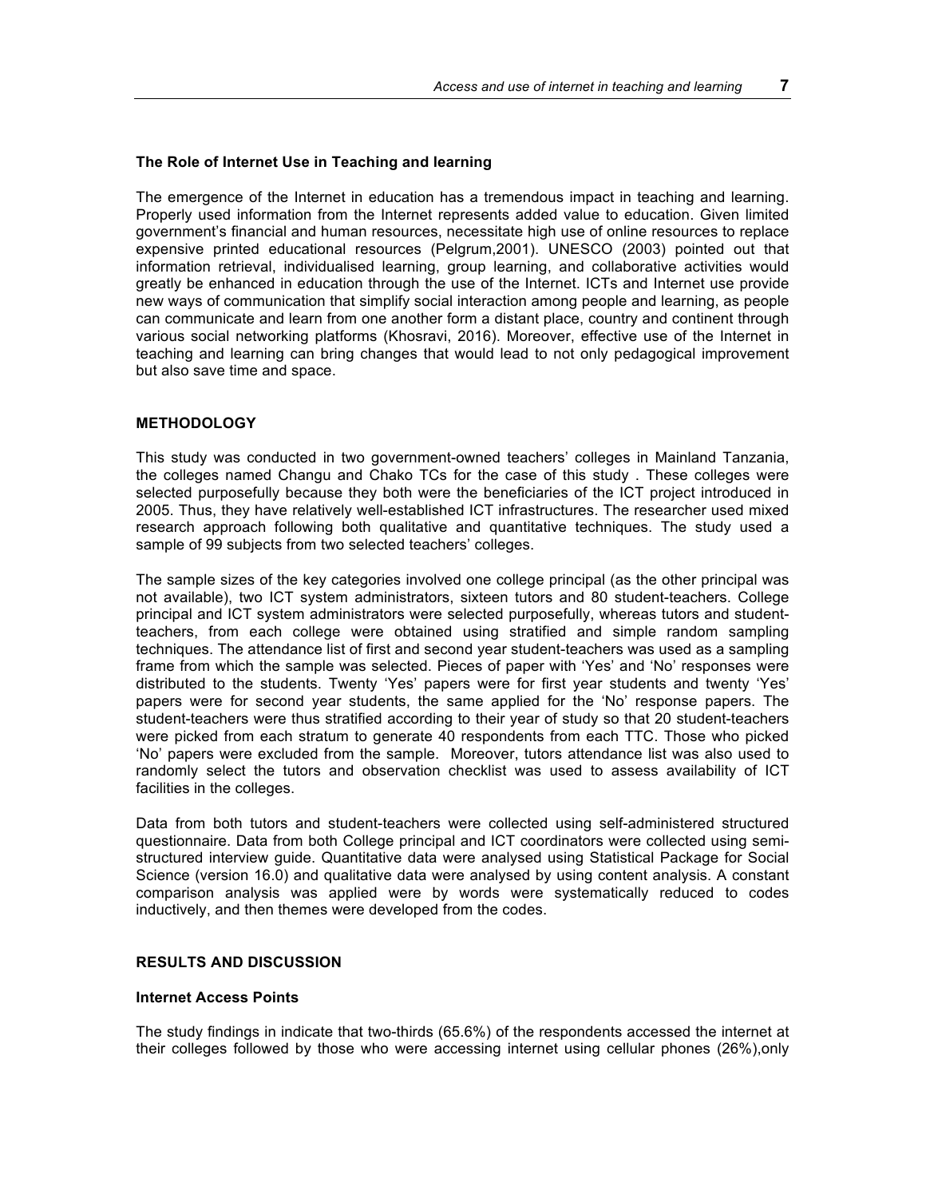### The Role of Internet Use in Teaching and learning

The emergence of the Internet in education has a tremendous impact in teaching and learning. Properly used information from the Internet represents added value to education. Given limited government's financial and human resources, necessitate high use of online resources to replace expensive printed educational resources (Pelgrum,2001). UNESCO (2003) pointed out that information retrieval, individualised learning, group learning, and collaborative activities would greatly be enhanced in education through the use of the Internet. ICTs and Internet use provide new ways of communication that simplify social interaction among people and learning, as people can communicate and learn from one another form a distant place, country and continent through various social networking platforms (Khosravi, 2016). Moreover, effective use of the Internet in teaching and learning can bring changes that would lead to not only pedagogical improvement but also save time and space.

## METHODOLOGY

This study was conducted in two government-owned teachers' colleges in Mainland Tanzania, the colleges named Changu and Chako TCs for the case of this study . These colleges were selected purposefully because they both were the beneficiaries of the ICT project introduced in 2005. Thus, they have relatively well-established ICT infrastructures. The researcher used mixed research approach following both qualitative and quantitative techniques. The study used a sample of 99 subjects from two selected teachers' colleges.

The sample sizes of the key categories involved one college principal (as the other principal was not available), two ICT system administrators, sixteen tutors and 80 student-teachers. College principal and ICT system administrators were selected purposefully, whereas tutors and student-teachers, from each college were obtained using stratified and simple random sampling techniques. The attendance list of first and second year student-teachers was used as a sampling frame from which the sample was selected. Pieces of paper with 'Yes' and 'No' responses were distributed to the students. Twenty 'Yes' papers were for first year students and twenty 'Yes' papers were for second year students, the same applied for the 'No' response papers. The student-teachers were thus stratified according to their year of study so that 20 student-teachers were picked from each stratum to generate 40 respondents from each TTC. Those who picked 'No' papers were excluded from the sample. Moreover, tutors attendance list was also used to randomly select the tutors and observation checklist was used to assess availability of ICT facilities in the colleges.

Data from both tutors and student-teachers were collected using self-administered structured questionnaire. Data from both College principal and ICT coordinators were collected using semi-structured interview guide. Quantitative data were analysed using Statistical Package for Social Science (version 16.0) and qualitative data were analysed by using content analysis. A constant comparison analysis was applied were by words were systematically reduced to codes inductively, and then themes were developed from the codes.

## RESULTS AND DISCUSSION

### Internet Access Points

The study findings in indicate that two-thirds (65.6%) of the respondents accessed the internet at their colleges followed by those who were accessing internet using cellular phones (26%),only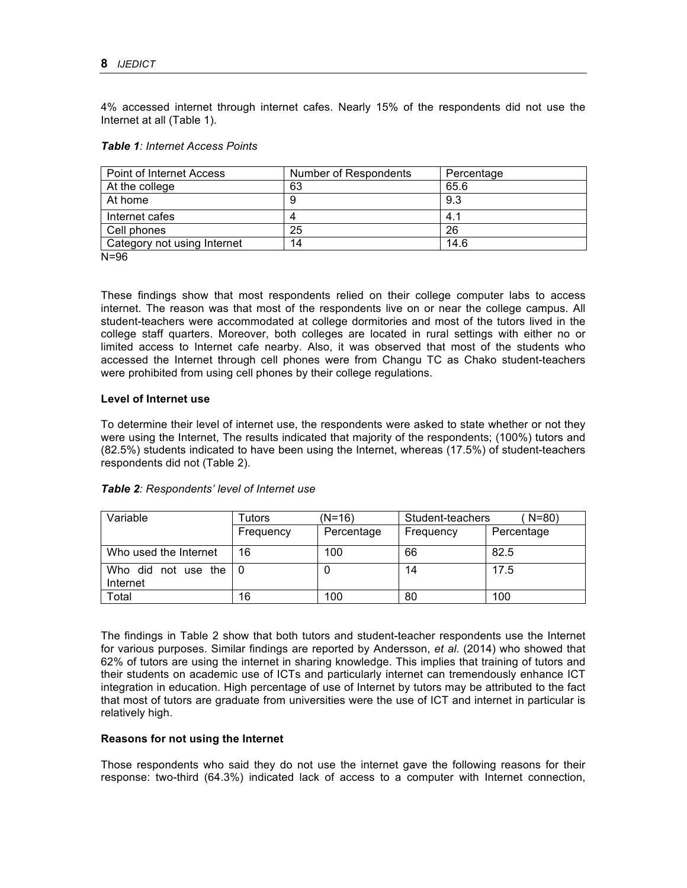4% accessed internet through internet cafes. Nearly 15% of the respondents did not use the Internet at all (Table 1).

***Table 1**: Internet Access Points*

| Point of Internet Access | Number of Respondents | Percentage |
|---|---|---|
| At the college | 63 | 65.6 |
| At home | 9 | 9.3 |
| Internet cafes | 4 | 4.1 |
| Cell phones | 25 | 26 |
| Category not using Internet | 14 | 14.6 |

N=96

These findings show that most respondents relied on their college computer labs to access internet. The reason was that most of the respondents live on or near the college campus. All student-teachers were accommodated at college dormitories and most of the tutors lived in the college staff quarters. Moreover, both colleges are located in rural settings with either no or limited access to Internet cafe nearby. Also, it was observed that most of the students who accessed the Internet through cell phones were from Changu TC as Chako student-teachers were prohibited from using cell phones by their college regulations.

**Level of Internet use**

To determine their level of internet use, the respondents were asked to state whether or not they were using the Internet, The results indicated that majority of the respondents; (100%) tutors and (82.5%) students indicated to have been using the Internet, whereas (17.5%) of student-teachers respondents did not (Table 2).

***Table 2**: Respondents' level of Internet use*

| Variable | Tutors (N=16) | | Student-teachers (N=80) | |
|---|---|---|---|---|
| | Frequency | Percentage | Frequency | Percentage |
| Who used the Internet | 16 | 100 | 66 | 82.5 |
| Who did not use the Internet | 0 | 0 | 14 | 17.5 |
| Total | 16 | 100 | 80 | 100 |

The findings in Table 2 show that both tutors and student-teacher respondents use the Internet for various purposes. Similar findings are reported by Andersson, *et al*. (2014) who showed that 62% of tutors are using the internet in sharing knowledge. This implies that training of tutors and their students on academic use of ICTs and particularly internet can tremendously enhance ICT integration in education. High percentage of use of Internet by tutors may be attributed to the fact that most of tutors are graduate from universities were the use of ICT and internet in particular is relatively high.

**Reasons for not using the Internet**

Those respondents who said they do not use the internet gave the following reasons for their response: two-third (64.3%) indicated lack of access to a computer with Internet connection,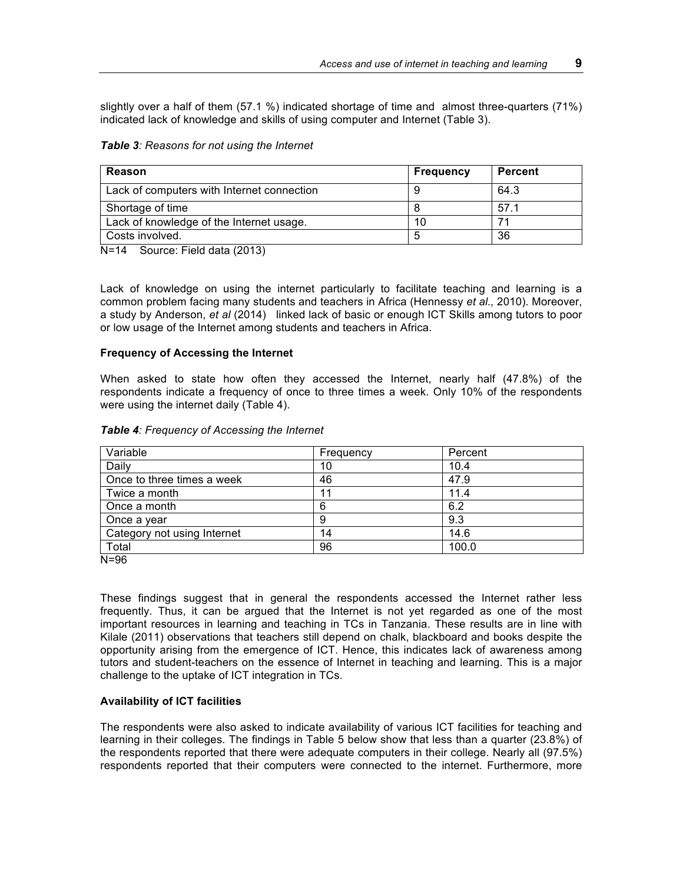slightly over a half of them (57.1 %) indicated shortage of time and almost three-quarters (71%) indicated lack of knowledge and skills of using computer and Internet (Table 3).

***Table 3**: Reasons for not using the Internet*

| Reason | Frequency | Percent |
|---|---|---|
| Lack of computers with Internet connection | 9 | 64.3 |
| Shortage of time | 8 | 57.1 |
| Lack of knowledge of the Internet usage. | 10 | 71 |
| Costs involved. | 5 | 36 |

N=14 Source: Field data (2013)

Lack of knowledge on using the internet particularly to facilitate teaching and learning is a common problem facing many students and teachers in Africa (Hennessy *et al.,* 2010). Moreover, a study by Anderson, *et al* (2014) linked lack of basic or enough ICT Skills among tutors to poor or low usage of the Internet among students and teachers in Africa.

**Frequency of Accessing the Internet**

When asked to state how often they accessed the Internet, nearly half (47.8%) of the respondents indicate a frequency of once to three times a week. Only 10% of the respondents were using the internet daily (Table 4).

***Table 4**: Frequency of Accessing the Internet*

| Variable | Frequency | Percent |
|---|---|---|
| Daily | 10 | 10.4 |
| Once to three times a week | 46 | 47.9 |
| Twice a month | 11 | 11.4 |
| Once a month | 6 | 6.2 |
| Once a year | 9 | 9.3 |
| Category not using Internet | 14 | 14.6 |
| Total | 96 | 100.0 |

N=96

These findings suggest that in general the respondents accessed the Internet rather less frequently. Thus, it can be argued that the Internet is not yet regarded as one of the most important resources in learning and teaching in TCs in Tanzania. These results are in line with Kilale (2011) observations that teachers still depend on chalk, blackboard and books despite the opportunity arising from the emergence of ICT. Hence, this indicates lack of awareness among tutors and student-teachers on the essence of Internet in teaching and learning. This is a major challenge to the uptake of ICT integration in TCs.

**Availability of ICT facilities**

The respondents were also asked to indicate availability of various ICT facilities for teaching and learning in their colleges. The findings in Table 5 below show that less than a quarter (23.8%) of the respondents reported that there were adequate computers in their college. Nearly all (97.5%) respondents reported that their computers were connected to the internet. Furthermore, more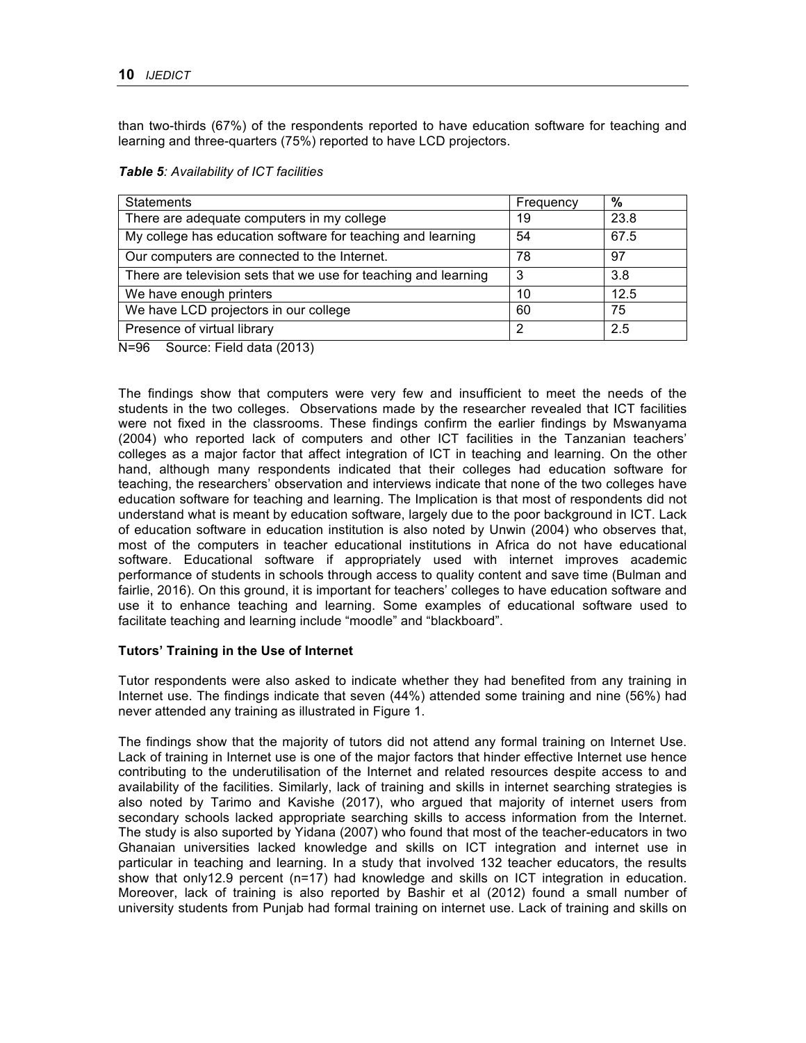than two-thirds (67%) of the respondents reported to have education software for teaching and learning and three-quarters (75%) reported to have LCD projectors.

***Table 5**: Availability of ICT facilities*

| Statements | Frequency | % |
| --- | --- | --- |
| There are adequate computers in my college | 19 | 23.8 |
| My college has education software for teaching and learning | 54 | 67.5 |
| Our computers are connected to the Internet. | 78 | 97 |
| There are television sets that we use for teaching and learning | 3 | 3.8 |
| We have enough printers | 10 | 12.5 |
| We have LCD projectors in our college | 60 | 75 |
| Presence of virtual library | 2 | 2.5 |

N=96 Source: Field data (2013)

The findings show that computers were very few and insufficient to meet the needs of the students in the two colleges. Observations made by the researcher revealed that ICT facilities were not fixed in the classrooms. These findings confirm the earlier findings by Mswanyama (2004) who reported lack of computers and other ICT facilities in the Tanzanian teachers' colleges as a major factor that affect integration of ICT in teaching and learning. On the other hand, although many respondents indicated that their colleges had education software for teaching, the researchers' observation and interviews indicate that none of the two colleges have education software for teaching and learning. The Implication is that most of respondents did not understand what is meant by education software, largely due to the poor background in ICT. Lack of education software in education institution is also noted by Unwin (2004) who observes that, most of the computers in teacher educational institutions in Africa do not have educational software. Educational software if appropriately used with internet improves academic performance of students in schools through access to quality content and save time (Bulman and fairlie, 2016). On this ground, it is important for teachers' colleges to have education software and use it to enhance teaching and learning. Some examples of educational software used to facilitate teaching and learning include "moodle" and "blackboard".

**Tutors' Training in the Use of Internet**

Tutor respondents were also asked to indicate whether they had benefited from any training in Internet use. The findings indicate that seven (44%) attended some training and nine (56%) had never attended any training as illustrated in Figure 1.

The findings show that the majority of tutors did not attend any formal training on Internet Use. Lack of training in Internet use is one of the major factors that hinder effective Internet use hence contributing to the underutilisation of the Internet and related resources despite access to and availability of the facilities. Similarly, lack of training and skills in internet searching strategies is also noted by Tarimo and Kavishe (2017), who argued that majority of internet users from secondary schools lacked appropriate searching skills to access information from the Internet. The study is also suported by Yidana (2007) who found that most of the teacher-educators in two Ghanaian universities lacked knowledge and skills on ICT integration and internet use in particular in teaching and learning. In a study that involved 132 teacher educators, the results show that only12.9 percent (n=17) had knowledge and skills on ICT integration in education. Moreover, lack of training is also reported by Bashir et al (2012) found a small number of university students from Punjab had formal training on internet use. Lack of training and skills on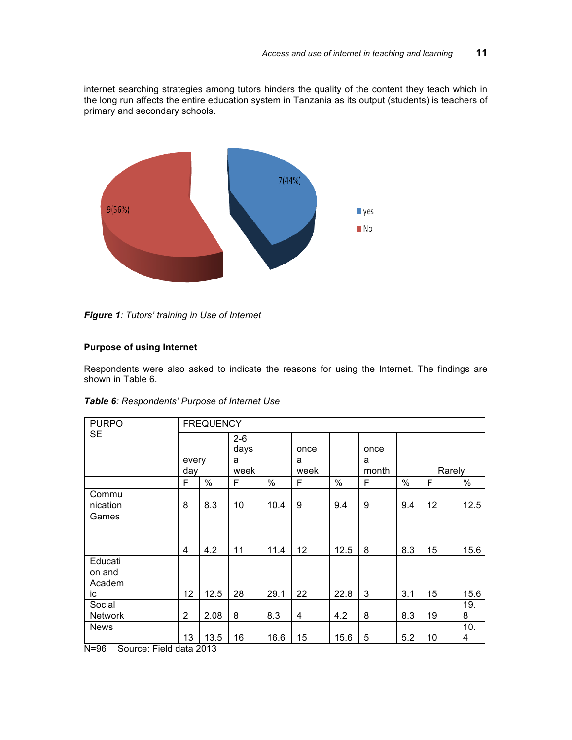internet searching strategies among tutors hinders the quality of the content they teach which in the long run affects the entire education system in Tanzania as its output (students) is teachers of primary and secondary schools.

***Figure 1**: Tutors' training in Use of Internet*

**Purpose of using Internet**

Respondents were also asked to indicate the reasons for using the Internet. The findings are shown in Table 6.

***Table 6**: Respondents' Purpose of Internet Use*

| PURPOSE | FREQUENCY | | | | | | | | | |
|---|---|---|---|---|---|---|---|---|---|---|
| | every day | | 2-6 days a week | | once a week | | once a month | | Rarely | |
| | F | % | F | % | F | % | F | % | F | % |
| Communication | 8 | 8.3 | 10 | 10.4 | 9 | 9.4 | 9 | 9.4 | 12 | 12.5 |
| Games | 4 | 4.2 | 11 | 11.4 | 12 | 12.5 | 8 | 8.3 | 15 | 15.6 |
| Education and Academic | 12 | 12.5 | 28 | 29.1 | 22 | 22.8 | 3 | 3.1 | 15 | 15.6 |
| Social Network | 2 | 2.08 | 8 | 8.3 | 4 | 4.2 | 8 | 8.3 | 19 | 19.8 |
| News | 13 | 13.5 | 16 | 16.6 | 15 | 15.6 | 5 | 5.2 | 10 | 10.4 |

N=96 Source: Field data 2013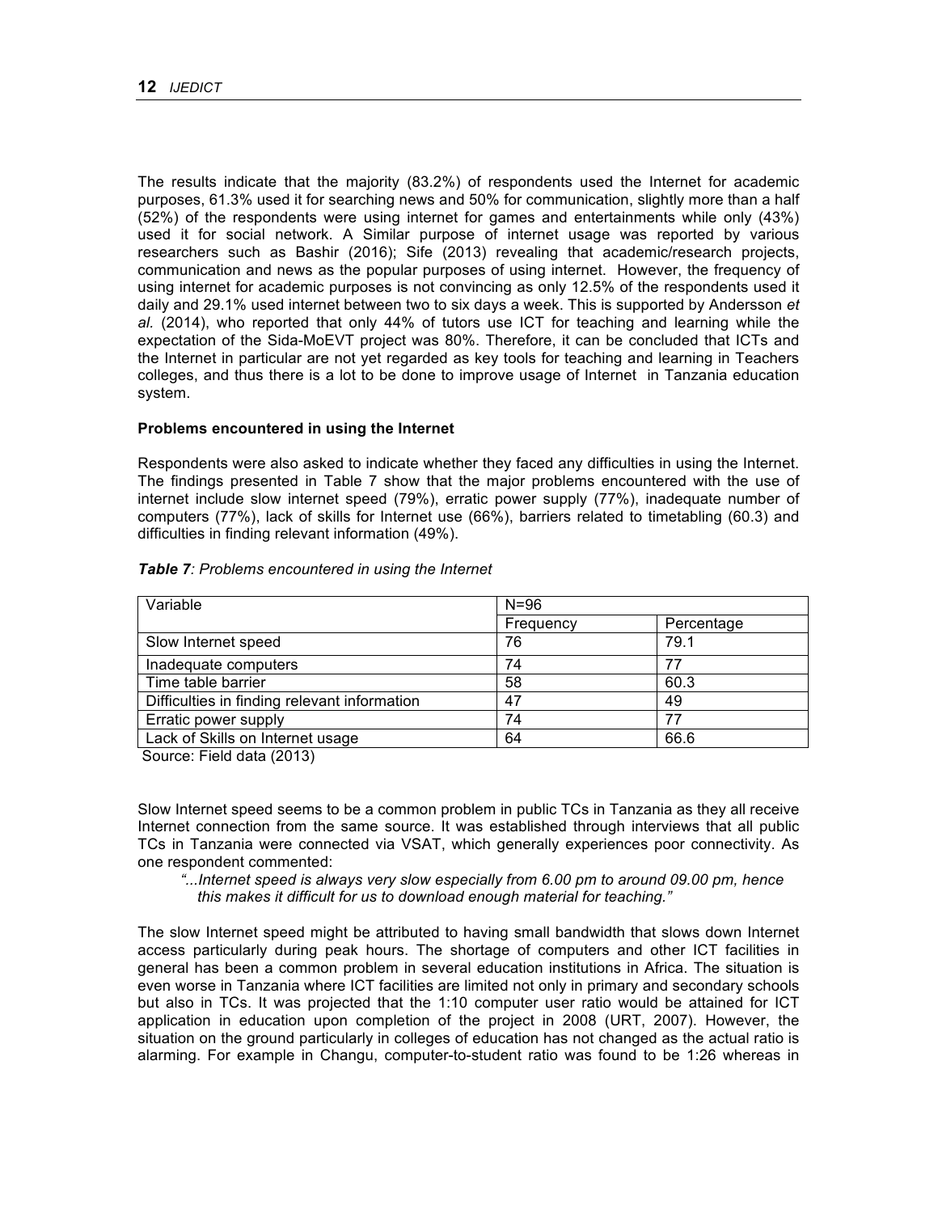The results indicate that the majority (83.2%) of respondents used the Internet for academic purposes, 61.3% used it for searching news and 50% for communication, slightly more than a half (52%) of the respondents were using internet for games and entertainments while only (43%) used it for social network. A Similar purpose of internet usage was reported by various researchers such as Bashir (2016); Sife (2013) revealing that academic/research projects, communication and news as the popular purposes of using internet. However, the frequency of using internet for academic purposes is not convincing as only 12.5% of the respondents used it daily and 29.1% used internet between two to six days a week. This is supported by Andersson *et al.* (2014), who reported that only 44% of tutors use ICT for teaching and learning while the expectation of the Sida-MoEVT project was 80%. Therefore, it can be concluded that ICTs and the Internet in particular are not yet regarded as key tools for teaching and learning in Teachers colleges, and thus there is a lot to be done to improve usage of Internet in Tanzania education system.

**Problems encountered in using the Internet**

Respondents were also asked to indicate whether they faced any difficulties in using the Internet. The findings presented in Table 7 show that the major problems encountered with the use of internet include slow internet speed (79%), erratic power supply (77%), inadequate number of computers (77%), lack of skills for Internet use (66%), barriers related to timetabling (60.3) and difficulties in finding relevant information (49%).

***Table 7**: Problems encountered in using the Internet*

| Variable | N=96 | |
|---|---|---|
| | Frequency | Percentage |
| Slow Internet speed | 76 | 79.1 |
| Inadequate computers | 74 | 77 |
| Time table barrier | 58 | 60.3 |
| Difficulties in finding relevant information | 47 | 49 |
| Erratic power supply | 74 | 77 |
| Lack of Skills on Internet usage | 64 | 66.6 |

Source: Field data (2013)

Slow Internet speed seems to be a common problem in public TCs in Tanzania as they all receive Internet connection from the same source. It was established through interviews that all public TCs in Tanzania were connected via VSAT, which generally experiences poor connectivity. As one respondent commented:

> *"...Internet speed is always very slow especially from 6.00 pm to around 09.00 pm, hence this makes it difficult for us to download enough material for teaching."*

The slow Internet speed might be attributed to having small bandwidth that slows down Internet access particularly during peak hours. The shortage of computers and other ICT facilities in general has been a common problem in several education institutions in Africa. The situation is even worse in Tanzania where ICT facilities are limited not only in primary and secondary schools but also in TCs. It was projected that the 1:10 computer user ratio would be attained for ICT application in education upon completion of the project in 2008 (URT, 2007). However, the situation on the ground particularly in colleges of education has not changed as the actual ratio is alarming. For example in Changu, computer-to-student ratio was found to be 1:26 whereas in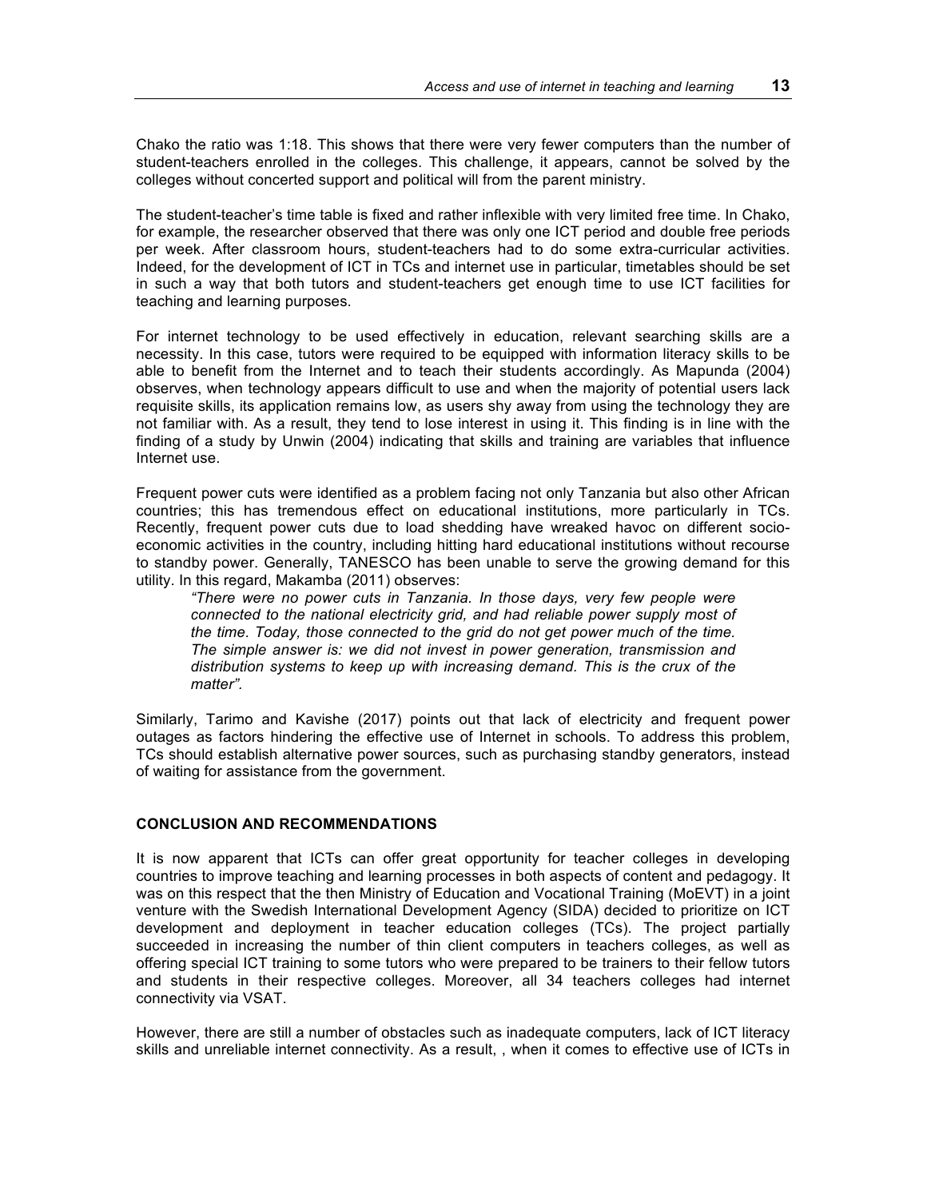Chako the ratio was 1:18. This shows that there were very fewer computers than the number of student-teachers enrolled in the colleges. This challenge, it appears, cannot be solved by the colleges without concerted support and political will from the parent ministry.

The student-teacher's time table is fixed and rather inflexible with very limited free time. In Chako, for example, the researcher observed that there was only one ICT period and double free periods per week. After classroom hours, student-teachers had to do some extra-curricular activities. Indeed, for the development of ICT in TCs and internet use in particular, timetables should be set in such a way that both tutors and student-teachers get enough time to use ICT facilities for teaching and learning purposes.

For internet technology to be used effectively in education, relevant searching skills are a necessity. In this case, tutors were required to be equipped with information literacy skills to be able to benefit from the Internet and to teach their students accordingly. As Mapunda (2004) observes, when technology appears difficult to use and when the majority of potential users lack requisite skills, its application remains low, as users shy away from using the technology they are not familiar with. As a result, they tend to lose interest in using it. This finding is in line with the finding of a study by Unwin (2004) indicating that skills and training are variables that influence Internet use.

Frequent power cuts were identified as a problem facing not only Tanzania but also other African countries; this has tremendous effect on educational institutions, more particularly in TCs. Recently, frequent power cuts due to load shedding have wreaked havoc on different socio-economic activities in the country, including hitting hard educational institutions without recourse to standby power. Generally, TANESCO has been unable to serve the growing demand for this utility. In this regard, Makamba (2011) observes:

> *"There were no power cuts in Tanzania. In those days, very few people were connected to the national electricity grid, and had reliable power supply most of the time. Today, those connected to the grid do not get power much of the time. The simple answer is: we did not invest in power generation, transmission and distribution systems to keep up with increasing demand. This is the crux of the matter".*

Similarly, Tarimo and Kavishe (2017) points out that lack of electricity and frequent power outages as factors hindering the effective use of Internet in schools. To address this problem, TCs should establish alternative power sources, such as purchasing standby generators, instead of waiting for assistance from the government.

## CONCLUSION AND RECOMMENDATIONS

It is now apparent that ICTs can offer great opportunity for teacher colleges in developing countries to improve teaching and learning processes in both aspects of content and pedagogy. It was on this respect that the then Ministry of Education and Vocational Training (MoEVT) in a joint venture with the Swedish International Development Agency (SIDA) decided to prioritize on ICT development and deployment in teacher education colleges (TCs). The project partially succeeded in increasing the number of thin client computers in teachers colleges, as well as offering special ICT training to some tutors who were prepared to be trainers to their fellow tutors and students in their respective colleges. Moreover, all 34 teachers colleges had internet connectivity via VSAT.

However, there are still a number of obstacles such as inadequate computers, lack of ICT literacy skills and unreliable internet connectivity. As a result, , when it comes to effective use of ICTs in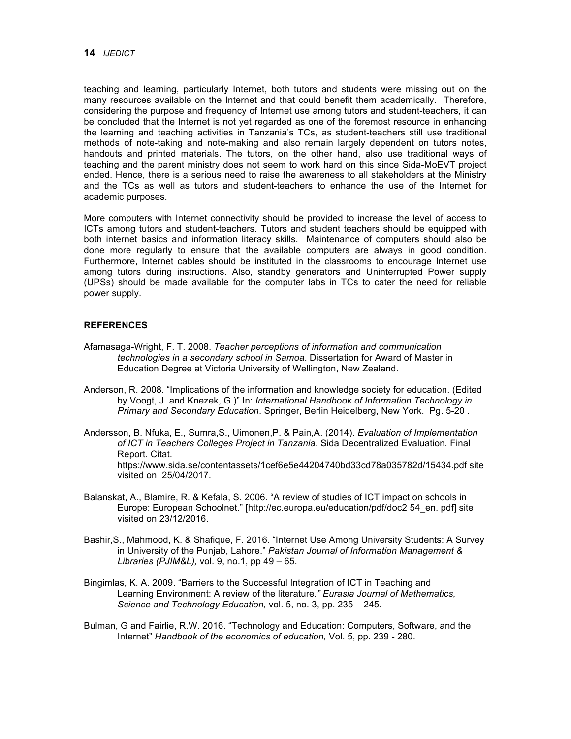teaching and learning, particularly Internet, both tutors and students were missing out on the many resources available on the Internet and that could benefit them academically. Therefore, considering the purpose and frequency of Internet use among tutors and student-teachers, it can be concluded that the Internet is not yet regarded as one of the foremost resource in enhancing the learning and teaching activities in Tanzania's TCs, as student-teachers still use traditional methods of note-taking and note-making and also remain largely dependent on tutors notes, handouts and printed materials. The tutors, on the other hand, also use traditional ways of teaching and the parent ministry does not seem to work hard on this since Sida-MoEVT project ended. Hence, there is a serious need to raise the awareness to all stakeholders at the Ministry and the TCs as well as tutors and student-teachers to enhance the use of the Internet for academic purposes.

More computers with Internet connectivity should be provided to increase the level of access to ICTs among tutors and student-teachers. Tutors and student teachers should be equipped with both internet basics and information literacy skills. Maintenance of computers should also be done more regularly to ensure that the available computers are always in good condition. Furthermore, Internet cables should be instituted in the classrooms to encourage Internet use among tutors during instructions. Also, standby generators and Uninterrupted Power supply (UPSs) should be made available for the computer labs in TCs to cater the need for reliable power supply.

## REFERENCES

Afamasaga-Wright, F. T. 2008. *Teacher perceptions of information and communication technologies in a secondary school in Samoa*. Dissertation for Award of Master in Education Degree at Victoria University of Wellington, New Zealand.

Anderson, R. 2008. "Implications of the information and knowledge society for education. (Edited by Voogt, J. and Knezek, G.)" In: *International Handbook of Information Technology in Primary and Secondary Education*. Springer, Berlin Heidelberg, New York. Pg. 5-20 .

Andersson, B. Nfuka, E*.,* Sumra,S., Uimonen,P. & Pain,A. (2014). *Evaluation of Implementation of ICT in Teachers Colleges Project in Tanzania*. Sida Decentralized Evaluation. Final Report. Citat. https://www.sida.se/contentassets/1cef6e5e44204740bd33cd78a035782d/15434.pdf site visited on 25/04/2017.

Balanskat, A., Blamire, R. & Kefala, S. 2006. "A review of studies of ICT impact on schools in Europe: European Schoolnet." [http://ec.europa.eu/education/pdf/doc2 54_en. pdf] site visited on 23/12/2016.

Bashir,S., Mahmood, K. & Shafique, F. 2016. "Internet Use Among University Students: A Survey in University of the Punjab, Lahore." *Pakistan Journal of Information Management & Libraries (PJIM&L),* vol. 9, no.1, pp 49 – 65.

Bingimlas, K. A. 2009. "Barriers to the Successful Integration of ICT in Teaching and Learning Environment: A review of the literature*." Eurasia Journal of Mathematics, Science and Technology Education,* vol. 5, no. 3, pp. 235 – 245.

Bulman, G and Fairlie, R.W. 2016. "Technology and Education: Computers, Software, and the Internet" *Handbook of the economics of education,* Vol. 5, pp. 239 - 280.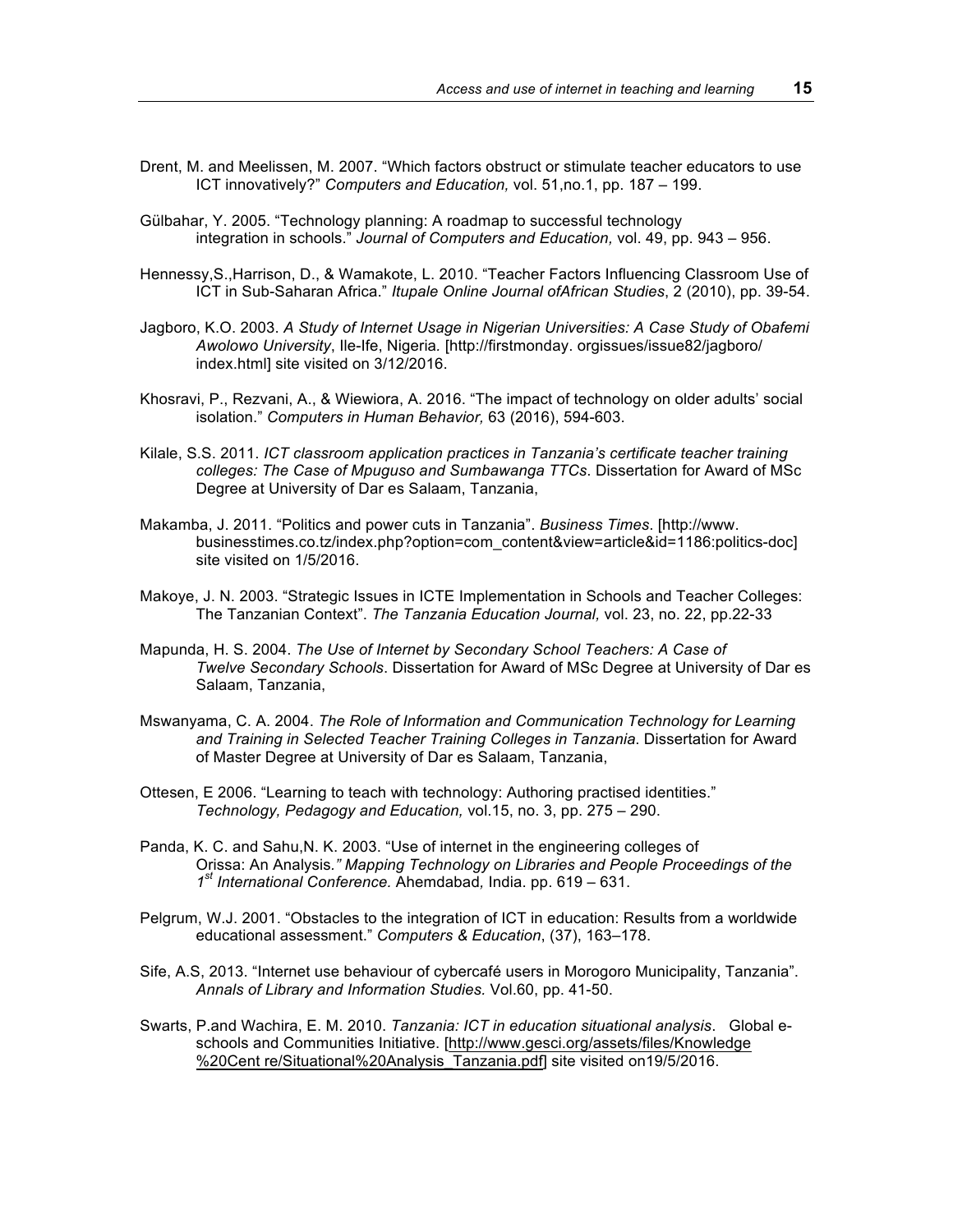Drent, M. and Meelissen, M. 2007. "Which factors obstruct or stimulate teacher educators to use ICT innovatively?" *Computers and Education,* vol. 51,no.1, pp. 187 – 199.

Gülbahar, Y. 2005. "Technology planning: A roadmap to successful technology integration in schools." *Journal of Computers and Education,* vol. 49, pp. 943 – 956.

Hennessy,S.,Harrison, D., & Wamakote, L. 2010. "Teacher Factors Influencing Classroom Use of ICT in Sub-Saharan Africa." *Itupale Online Journal ofAfrican Studies*, 2 (2010), pp. 39-54.

Jagboro, K.O. 2003. *A Study of Internet Usage in Nigerian Universities: A Case Study of Obafemi Awolowo University*, Ile-Ife, Nigeria. [http://firstmonday. orgissues/issue82/jagboro/ index.html] site visited on 3/12/2016.

Khosravi, P., Rezvani, A., & Wiewiora, A. 2016. "The impact of technology on older adults' social isolation." *Computers in Human Behavior,* 63 (2016), 594-603.

Kilale, S.S. 2011. *ICT classroom application practices in Tanzania's certificate teacher training colleges: The Case of Mpuguso and Sumbawanga TTCs*. Dissertation for Award of MSc Degree at University of Dar es Salaam, Tanzania,

Makamba, J. 2011. "Politics and power cuts in Tanzania". *Business Times*. [http://www. businesstimes.co.tz/index.php?option=com_content&view=article&id=1186:politics-doc] site visited on 1/5/2016.

Makoye, J. N. 2003. "Strategic Issues in ICTE Implementation in Schools and Teacher Colleges: The Tanzanian Context". *The Tanzania Education Journal,* vol. 23, no. 22, pp.22-33

Mapunda, H. S. 2004. *The Use of Internet by Secondary School Teachers: A Case of Twelve Secondary Schools*. Dissertation for Award of MSc Degree at University of Dar es Salaam, Tanzania,

Mswanyama, C. A. 2004. *The Role of Information and Communication Technology for Learning and Training in Selected Teacher Training Colleges in Tanzania*. Dissertation for Award of Master Degree at University of Dar es Salaam, Tanzania,

Ottesen, E 2006. "Learning to teach with technology: Authoring practised identities." *Technology, Pedagogy and Education,* vol.15, no. 3, pp. 275 – 290.

Panda, K. C. and Sahu,N. K. 2003. "Use of internet in the engineering colleges of Orissa: An Analysis*." Mapping Technology on Libraries and People Proceedings of the 1st International Conference.* Ahemdabad, India. pp. 619 – 631.

Pelgrum, W.J. 2001. "Obstacles to the integration of ICT in education: Results from a worldwide educational assessment." *Computers & Education*, (37), 163–178.

Sife, A.S, 2013. "Internet use behaviour of cybercafé users in Morogoro Municipality, Tanzania". *Annals of Library and Information Studies.* Vol.60, pp. 41-50.

Swarts, P.and Wachira, E. M. 2010. *Tanzania: ICT in education situational analysis*. Global e-schools and Communities Initiative. [http://www.gesci.org/assets/files/Knowledge%20Cent re/Situational%20Analysis_Tanzania.pdf] site visited on19/5/2016.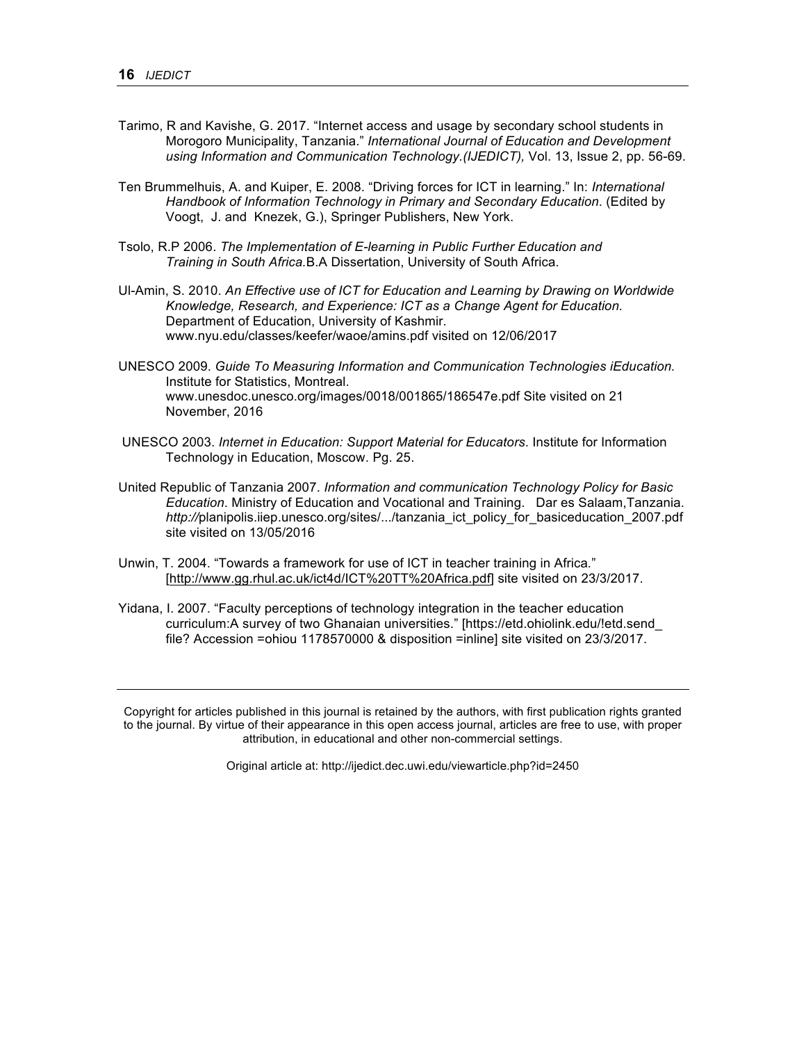Tarimo, R and Kavishe, G. 2017. "Internet access and usage by secondary school students in Morogoro Municipality, Tanzania." *International Journal of Education and Development using Information and Communication Technology.(IJEDICT),* Vol. 13, Issue 2, pp. 56-69.

Ten Brummelhuis, A. and Kuiper, E. 2008. "Driving forces for ICT in learning." In: *International Handbook of Information Technology in Primary and Secondary Education*. (Edited by Voogt, J. and Knezek, G.), Springer Publishers, New York.

Tsolo, R.P 2006. *The Implementation of E-learning in Public Further Education and Training in South Africa.*B.A Dissertation, University of South Africa.

Ul-Amin, S. 2010. *An Effective use of ICT for Education and Learning by Drawing on Worldwide Knowledge, Research, and Experience: ICT as a Change Agent for Education.* Department of Education, University of Kashmir. www.nyu.edu/classes/keefer/waoe/amins.pdf visited on 12/06/2017

UNESCO 2009. *Guide To Measuring Information and Communication Technologies iEducation.* Institute for Statistics, Montreal. www.unesdoc.unesco.org/images/0018/001865/186547e.pdf Site visited on 21 November, 2016

UNESCO 2003. *Internet in Education: Support Material for Educators*. Institute for Information Technology in Education, Moscow. Pg. 25.

United Republic of Tanzania 2007. *Information and communication Technology Policy for Basic Education*. Ministry of Education and Vocational and Training. Dar es Salaam,Tanzania. *http://*planipolis.iiep.unesco.org/sites/.../tanzania_ict_policy_for_basiceducation_2007.pdf site visited on 13/05/2016

Unwin, T. 2004. "Towards a framework for use of ICT in teacher training in Africa." [http://www.gg.rhul.ac.uk/ict4d/ICT%20TT%20Africa.pdf] site visited on 23/3/2017.

Yidana, I. 2007. "Faculty perceptions of technology integration in the teacher education curriculum:A survey of two Ghanaian universities." [https://etd.ohiolink.edu/!etd.send_ file? Accession =ohiou 1178570000 & disposition =inline] site visited on 23/3/2017.

---

Copyright for articles published in this journal is retained by the authors, with first publication rights granted to the journal. By virtue of their appearance in this open access journal, articles are free to use, with proper attribution, in educational and other non-commercial settings.

Original article at: http://ijedict.dec.uwi.edu/viewarticle.php?id=2450